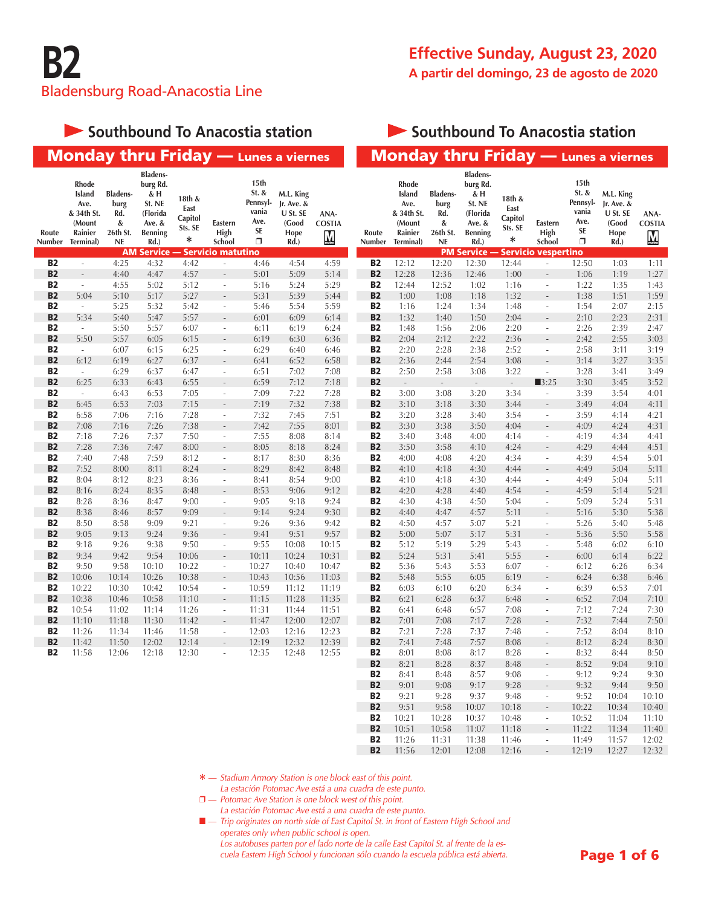# B2

Bladensburg Road-Anacostia Line

**Effective Sunday, August 23, 2020**
**A partir del domingo, 23 de agosto de 2020**

## Southbound To Anacostia station

### Monday thru Friday — Lunes a viernes

| Route Number | Rhode Island Ave. & 34th St. (Mount Rainier Terminal) | Bladensburg Rd. & 26th St. NE | Bladensburg Rd. & H St. NE (Florida Ave. & Benning Rd.) | 18th & East Capitol Sts. SE * | Eastern High School | 15th St. & Pennsylvania Ave. SE ❐ | M.L. King Jr. Ave. & U St. SE (Good Hope Rd.) | ANACOSTIA M |
|---|---|---|---|---|---|---|---|---|
| **AM Service — Servicio matutino** | | | | | | | | |
| B2 | - | 4:25 | 4:32 | 4:42 | - | 4:46 | 4:54 | 4:59 |
| B2 | - | 4:40 | 4:47 | 4:57 | - | 5:01 | 5:09 | 5:14 |
| B2 | - | 4:55 | 5:02 | 5:12 | - | 5:16 | 5:24 | 5:29 |
| B2 | 5:04 | 5:10 | 5:17 | 5:27 | - | 5:31 | 5:39 | 5:44 |
| B2 | - | 5:25 | 5:32 | 5:42 | - | 5:46 | 5:54 | 5:59 |
| B2 | 5:34 | 5:40 | 5:47 | 5:57 | - | 6:01 | 6:09 | 6:14 |
| B2 | - | 5:50 | 5:57 | 6:07 | - | 6:11 | 6:19 | 6:24 |
| B2 | 5:50 | 5:57 | 6:05 | 6:15 | - | 6:19 | 6:30 | 6:36 |
| B2 | - | 6:07 | 6:15 | 6:25 | - | 6:29 | 6:40 | 6:46 |
| B2 | 6:12 | 6:19 | 6:27 | 6:37 | - | 6:41 | 6:52 | 6:58 |
| B2 | - | 6:29 | 6:37 | 6:47 | - | 6:51 | 7:02 | 7:08 |
| B2 | 6:25 | 6:33 | 6:43 | 6:55 | - | 6:59 | 7:12 | 7:18 |
| B2 | - | 6:43 | 6:53 | 7:05 | - | 7:09 | 7:22 | 7:28 |
| B2 | 6:45 | 6:53 | 7:03 | 7:15 | - | 7:19 | 7:32 | 7:38 |
| B2 | 6:58 | 7:06 | 7:16 | 7:28 | - | 7:32 | 7:45 | 7:51 |
| B2 | 7:08 | 7:16 | 7:26 | 7:38 | - | 7:42 | 7:55 | 8:01 |
| B2 | 7:18 | 7:26 | 7:37 | 7:50 | - | 7:55 | 8:08 | 8:14 |
| B2 | 7:28 | 7:36 | 7:47 | 8:00 | - | 8:05 | 8:18 | 8:24 |
| B2 | 7:40 | 7:48 | 7:59 | 8:12 | - | 8:17 | 8:30 | 8:36 |
| B2 | 7:52 | 8:00 | 8:11 | 8:24 | - | 8:29 | 8:42 | 8:48 |
| B2 | 8:04 | 8:12 | 8:23 | 8:36 | - | 8:41 | 8:54 | 9:00 |
| B2 | 8:16 | 8:24 | 8:35 | 8:48 | - | 8:53 | 9:06 | 9:12 |
| B2 | 8:28 | 8:36 | 8:47 | 9:00 | - | 9:05 | 9:18 | 9:24 |
| B2 | 8:38 | 8:46 | 8:57 | 9:09 | - | 9:14 | 9:24 | 9:30 |
| B2 | 8:50 | 8:58 | 9:09 | 9:21 | - | 9:26 | 9:36 | 9:42 |
| B2 | 9:05 | 9:13 | 9:24 | 9:36 | - | 9:41 | 9:51 | 9:57 |
| B2 | 9:18 | 9:26 | 9:38 | 9:50 | - | 9:55 | 10:08 | 10:15 |
| B2 | 9:34 | 9:42 | 9:54 | 10:06 | - | 10:11 | 10:24 | 10:31 |
| B2 | 9:50 | 9:58 | 10:10 | 10:22 | - | 10:27 | 10:40 | 10:47 |
| B2 | 10:06 | 10:14 | 10:26 | 10:38 | - | 10:43 | 10:56 | 11:03 |
| B2 | 10:22 | 10:30 | 10:42 | 10:54 | - | 10:59 | 11:12 | 11:19 |
| B2 | 10:38 | 10:46 | 10:58 | 11:10 | - | 11:15 | 11:28 | 11:35 |
| B2 | 10:54 | 11:02 | 11:14 | 11:26 | - | 11:31 | 11:44 | 11:51 |
| B2 | 11:10 | 11:18 | 11:30 | 11:42 | - | 11:47 | 12:00 | 12:07 |
| B2 | 11:26 | 11:34 | 11:46 | 11:58 | - | 12:03 | 12:16 | 12:23 |
| B2 | 11:42 | 11:50 | 12:02 | 12:14 | - | 12:19 | 12:32 | 12:39 |
| B2 | 11:58 | 12:06 | 12:18 | 12:30 | - | 12:35 | 12:48 | 12:55 |

## Southbound To Anacostia station

### Monday thru Friday — Lunes a viernes

| Route Number | Rhode Island Ave. & 34th St. (Mount Rainier Terminal) | Bladensburg Rd. & 26th St. NE | Bladensburg Rd. & H St. NE (Florida Ave. & Benning Rd.) | 18th & East Capitol Sts. SE * | Eastern High School | 15th St. & Pennsylvania Ave. SE ❐ | M.L. King Jr. Ave. & U St. SE (Good Hope Rd.) | ANACOSTIA M |
|---|---|---|---|---|---|---|---|---|
| **PM Service — Servicio vespertino** | | | | | | | | |
| B2 | 12:12 | 12:20 | 12:30 | 12:44 | - | 12:50 | 1:03 | 1:11 |
| B2 | 12:28 | 12:36 | 12:46 | 1:00 | - | 1:06 | 1:19 | 1:27 |
| B2 | 12:44 | 12:52 | 1:02 | 1:16 | - | 1:22 | 1:35 | 1:43 |
| B2 | 1:00 | 1:08 | 1:18 | 1:32 | - | 1:38 | 1:51 | 1:59 |
| B2 | 1:16 | 1:24 | 1:34 | 1:48 | - | 1:54 | 2:07 | 2:15 |
| B2 | 1:32 | 1:40 | 1:50 | 2:04 | - | 2:10 | 2:23 | 2:31 |
| B2 | 1:48 | 1:56 | 2:06 | 2:20 | - | 2:26 | 2:39 | 2:47 |
| B2 | 2:04 | 2:12 | 2:22 | 2:36 | - | 2:42 | 2:55 | 3:03 |
| B2 | 2:20 | 2:28 | 2:38 | 2:52 | - | 2:58 | 3:11 | 3:19 |
| B2 | 2:36 | 2:44 | 2:54 | 3:08 | - | 3:14 | 3:27 | 3:35 |
| B2 | 2:50 | 2:58 | 3:08 | 3:22 | - | 3:28 | 3:41 | 3:49 |
| B2 | - | - | - | - | ■3:25 | 3:30 | 3:45 | 3:52 |
| B2 | 3:00 | 3:08 | 3:20 | 3:34 | - | 3:39 | 3:54 | 4:01 |
| B2 | 3:10 | 3:18 | 3:30 | 3:44 | - | 3:49 | 4:04 | 4:11 |
| B2 | 3:20 | 3:28 | 3:40 | 3:54 | - | 3:59 | 4:14 | 4:21 |
| B2 | 3:30 | 3:38 | 3:50 | 4:04 | - | 4:09 | 4:24 | 4:31 |
| B2 | 3:40 | 3:48 | 4:00 | 4:14 | - | 4:19 | 4:34 | 4:41 |
| B2 | 3:50 | 3:58 | 4:10 | 4:24 | - | 4:29 | 4:44 | 4:51 |
| B2 | 4:00 | 4:08 | 4:20 | 4:34 | - | 4:39 | 4:54 | 5:01 |
| B2 | 4:10 | 4:18 | 4:30 | 4:44 | - | 4:49 | 5:04 | 5:11 |
| B2 | 4:10 | 4:18 | 4:30 | 4:44 | - | 4:49 | 5:04 | 5:11 |
| B2 | 4:20 | 4:28 | 4:40 | 4:54 | - | 4:59 | 5:14 | 5:21 |
| B2 | 4:30 | 4:38 | 4:50 | 5:04 | - | 5:09 | 5:24 | 5:31 |
| B2 | 4:40 | 4:47 | 4:57 | 5:11 | - | 5:16 | 5:30 | 5:38 |
| B2 | 4:50 | 4:57 | 5:07 | 5:21 | - | 5:26 | 5:40 | 5:48 |
| B2 | 5:00 | 5:07 | 5:17 | 5:31 | - | 5:36 | 5:50 | 5:58 |
| B2 | 5:12 | 5:19 | 5:29 | 5:43 | - | 5:48 | 6:02 | 6:10 |
| B2 | 5:24 | 5:31 | 5:41 | 5:55 | - | 6:00 | 6:14 | 6:22 |
| B2 | 5:36 | 5:43 | 5:53 | 6:07 | - | 6:12 | 6:26 | 6:34 |
| B2 | 5:48 | 5:55 | 6:05 | 6:19 | - | 6:24 | 6:38 | 6:46 |
| B2 | 6:03 | 6:10 | 6:20 | 6:34 | - | 6:39 | 6:53 | 7:01 |
| B2 | 6:21 | 6:28 | 6:37 | 6:48 | - | 6:52 | 7:04 | 7:10 |
| B2 | 6:41 | 6:48 | 6:57 | 7:08 | - | 7:12 | 7:24 | 7:30 |
| B2 | 7:01 | 7:08 | 7:17 | 7:28 | - | 7:32 | 7:44 | 7:50 |
| B2 | 7:21 | 7:28 | 7:37 | 7:48 | - | 7:52 | 8:04 | 8:10 |
| B2 | 7:41 | 7:48 | 7:57 | 8:08 | - | 8:12 | 8:24 | 8:30 |
| B2 | 8:01 | 8:08 | 8:17 | 8:28 | - | 8:32 | 8:44 | 8:50 |
| B2 | 8:21 | 8:28 | 8:37 | 8:48 | - | 8:52 | 9:04 | 9:10 |
| B2 | 8:41 | 8:48 | 8:57 | 9:08 | - | 9:12 | 9:24 | 9:30 |
| B2 | 9:01 | 9:08 | 9:17 | 9:28 | - | 9:32 | 9:44 | 9:50 |
| B2 | 9:21 | 9:28 | 9:37 | 9:48 | - | 9:52 | 10:04 | 10:10 |
| B2 | 9:51 | 9:58 | 10:07 | 10:18 | - | 10:22 | 10:34 | 10:40 |
| B2 | 10:21 | 10:28 | 10:37 | 10:48 | - | 10:52 | 11:04 | 11:10 |
| B2 | 10:51 | 10:58 | 11:07 | 11:18 | - | 11:22 | 11:34 | 11:40 |
| B2 | 11:26 | 11:31 | 11:38 | 11:46 | - | 11:49 | 11:57 | 12:02 |
| B2 | 11:56 | 12:01 | 12:08 | 12:16 | - | 12:19 | 12:27 | 12:32 |

\* — *Stadium Armory Station is one block east of this point.*
*La estación Potomac Ave está a una cuadra de este punto.*

❐ — *Potomac Ave Station is one block west of this point.*
*La estación Potomac Ave está a una cuadra de este punto.*

■ — *Trip originates on north side of East Capitol St. in front of Eastern High School and operates only when public school is open.*
*Los autobuses parten por el lado norte de la calle East Capitol St. al frente de la escuela Eastern High School y funcionan sólo cuando la escuela pública está abierta.*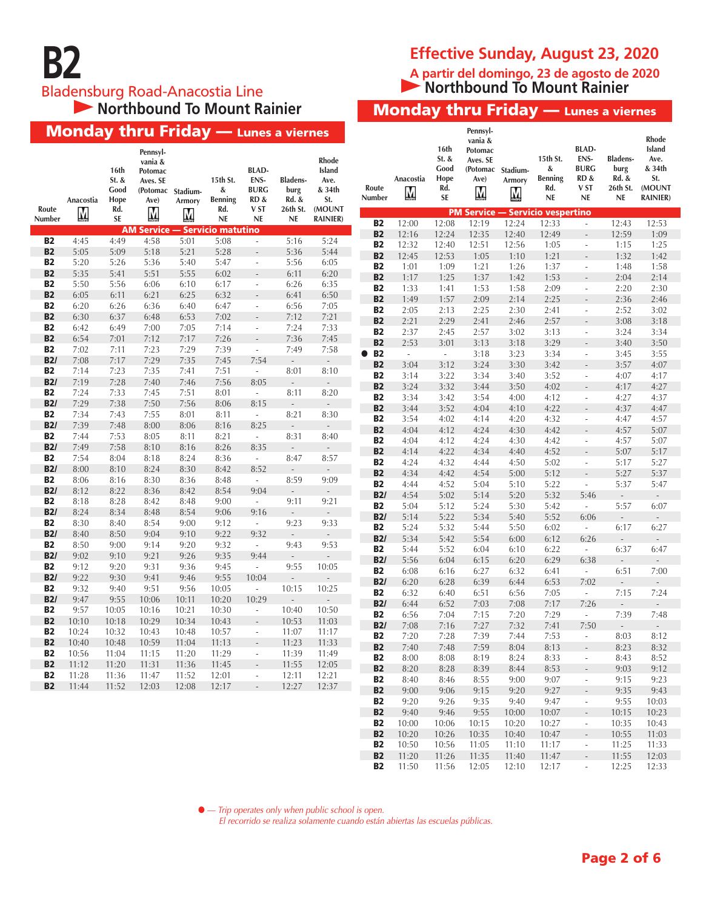# B2

## Bladensburg Road-Anacostia Line

**Effective Sunday, August 23, 2020**

**A partir del domingo, 23 de agosto de 2020**

### Northbound To Mount Rainier

### Monday thru Friday — Lunes a viernes

| Route Number | Anacostia M | 16th St. & Good Hope Rd. SE | Pennsylvania & Potomac Aves. SE (Potomac Ave) M | Stadium-Armory M | 15th St. & Benning Rd. NE | BLADENSBURG RD & V ST NE | Bladensburg Rd. & 26th St. NE | Rhode Island Ave. & 34th St. (MOUNT RAINIER) |
|---|---|---|---|---|---|---|---|---|
| **AM Service — Servicio matutino** | | | | | | | | |
| B2 | 4:45 | 4:49 | 4:58 | 5:01 | 5:08 | - | 5:16 | 5:24 |
| B2 | 5:05 | 5:09 | 5:18 | 5:21 | 5:28 | - | 5:36 | 5:44 |
| B2 | 5:20 | 5:26 | 5:36 | 5:40 | 5:47 | - | 5:56 | 6:05 |
| B2 | 5:35 | 5:41 | 5:51 | 5:55 | 6:02 | - | 6:11 | 6:20 |
| B2 | 5:50 | 5:56 | 6:06 | 6:10 | 6:17 | - | 6:26 | 6:35 |
| B2 | 6:05 | 6:11 | 6:21 | 6:25 | 6:32 | - | 6:41 | 6:50 |
| B2 | 6:20 | 6:26 | 6:36 | 6:40 | 6:47 | - | 6:56 | 7:05 |
| B2 | 6:30 | 6:37 | 6:48 | 6:53 | 7:02 | - | 7:12 | 7:21 |
| B2 | 6:42 | 6:49 | 7:00 | 7:05 | 7:14 | - | 7:24 | 7:33 |
| B2 | 6:54 | 7:01 | 7:12 | 7:17 | 7:26 | - | 7:36 | 7:45 |
| B2 | 7:02 | 7:11 | 7:23 | 7:29 | 7:39 | - | 7:49 | 7:58 |
| B2/ | 7:08 | 7:17 | 7:29 | 7:35 | 7:45 | 7:54 | - | - |
| B2 | 7:14 | 7:23 | 7:35 | 7:41 | 7:51 | - | 8:01 | 8:10 |
| B2/ | 7:19 | 7:28 | 7:40 | 7:46 | 7:56 | 8:05 | - | - |
| B2 | 7:24 | 7:33 | 7:45 | 7:51 | 8:01 | - | 8:11 | 8:20 |
| B2/ | 7:29 | 7:38 | 7:50 | 7:56 | 8:06 | 8:15 | - | - |
| B2 | 7:34 | 7:43 | 7:55 | 8:01 | 8:11 | - | 8:21 | 8:30 |
| B2/ | 7:39 | 7:48 | 8:00 | 8:06 | 8:16 | 8:25 | - | - |
| B2 | 7:44 | 7:53 | 8:05 | 8:11 | 8:21 | - | 8:31 | 8:40 |
| B2/ | 7:49 | 7:58 | 8:10 | 8:16 | 8:26 | 8:35 | - | - |
| B2 | 7:54 | 8:04 | 8:18 | 8:24 | 8:36 | - | 8:47 | 8:57 |
| B2/ | 8:00 | 8:10 | 8:24 | 8:30 | 8:42 | 8:52 | - | - |
| B2 | 8:06 | 8:16 | 8:30 | 8:36 | 8:48 | - | 8:59 | 9:09 |
| B2/ | 8:12 | 8:22 | 8:36 | 8:42 | 8:54 | 9:04 | - | - |
| B2 | 8:18 | 8:28 | 8:42 | 8:48 | 9:00 | - | 9:11 | 9:21 |
| B2/ | 8:24 | 8:34 | 8:48 | 8:54 | 9:06 | 9:16 | - | - |
| B2 | 8:30 | 8:40 | 8:54 | 9:00 | 9:12 | - | 9:23 | 9:33 |
| B2/ | 8:40 | 8:50 | 9:04 | 9:10 | 9:22 | 9:32 | - | - |
| B2 | 8:50 | 9:00 | 9:14 | 9:20 | 9:32 | - | 9:43 | 9:53 |
| B2/ | 9:02 | 9:10 | 9:21 | 9:26 | 9:35 | 9:44 | - | - |
| B2 | 9:12 | 9:20 | 9:31 | 9:36 | 9:45 | - | 9:55 | 10:05 |
| B2/ | 9:22 | 9:30 | 9:41 | 9:46 | 9:55 | 10:04 | - | - |
| B2 | 9:32 | 9:40 | 9:51 | 9:56 | 10:05 | - | 10:15 | 10:25 |
| B2/ | 9:47 | 9:55 | 10:06 | 10:11 | 10:20 | 10:29 | - | - |
| B2 | 9:57 | 10:05 | 10:16 | 10:21 | 10:30 | - | 10:40 | 10:50 |
| B2 | 10:10 | 10:18 | 10:29 | 10:34 | 10:43 | - | 10:53 | 11:03 |
| B2 | 10:24 | 10:32 | 10:43 | 10:48 | 10:57 | - | 11:07 | 11:17 |
| B2 | 10:40 | 10:48 | 10:59 | 11:04 | 11:13 | - | 11:23 | 11:33 |
| B2 | 10:56 | 11:04 | 11:15 | 11:20 | 11:29 | - | 11:39 | 11:49 |
| B2 | 11:12 | 11:20 | 11:31 | 11:36 | 11:45 | - | 11:55 | 12:05 |
| B2 | 11:28 | 11:36 | 11:47 | 11:52 | 12:01 | - | 12:11 | 12:21 |
| B2 | 11:44 | 11:52 | 12:03 | 12:08 | 12:17 | - | 12:27 | 12:37 |
| **PM Service — Servicio vespertino** | | | | | | | | |
| B2 | 12:00 | 12:08 | 12:19 | 12:24 | 12:33 | - | 12:43 | 12:53 |
| B2 | 12:16 | 12:24 | 12:35 | 12:40 | 12:49 | - | 12:59 | 1:09 |
| B2 | 12:32 | 12:40 | 12:51 | 12:56 | 1:05 | - | 1:15 | 1:25 |
| B2 | 12:45 | 12:53 | 1:05 | 1:10 | 1:21 | - | 1:32 | 1:42 |
| B2 | 1:01 | 1:09 | 1:21 | 1:26 | 1:37 | - | 1:48 | 1:58 |
| B2 | 1:17 | 1:25 | 1:37 | 1:42 | 1:53 | - | 2:04 | 2:14 |
| B2 | 1:33 | 1:41 | 1:53 | 1:58 | 2:09 | - | 2:20 | 2:30 |
| B2 | 1:49 | 1:57 | 2:09 | 2:14 | 2:25 | - | 2:36 | 2:46 |
| B2 | 2:05 | 2:13 | 2:25 | 2:30 | 2:41 | - | 2:52 | 3:02 |
| B2 | 2:21 | 2:29 | 2:41 | 2:46 | 2:57 | - | 3:08 | 3:18 |
| B2 | 2:37 | 2:45 | 2:57 | 3:02 | 3:13 | - | 3:24 | 3:34 |
| B2 | 2:53 | 3:01 | 3:13 | 3:18 | 3:29 | - | 3:40 | 3:50 |
| ● B2 | - | - | 3:18 | 3:23 | 3:34 | - | 3:45 | 3:55 |
| B2 | 3:04 | 3:12 | 3:24 | 3:30 | 3:42 | - | 3:57 | 4:07 |
| B2 | 3:14 | 3:22 | 3:34 | 3:40 | 3:52 | - | 4:07 | 4:17 |
| B2 | 3:24 | 3:32 | 3:44 | 3:50 | 4:02 | - | 4:17 | 4:27 |
| B2 | 3:34 | 3:42 | 3:54 | 4:00 | 4:12 | - | 4:27 | 4:37 |
| B2 | 3:44 | 3:52 | 4:04 | 4:10 | 4:22 | - | 4:37 | 4:47 |
| B2 | 3:54 | 4:02 | 4:14 | 4:20 | 4:32 | - | 4:47 | 4:57 |
| B2 | 4:04 | 4:12 | 4:24 | 4:30 | 4:42 | - | 4:57 | 5:07 |
| B2 | 4:04 | 4:12 | 4:24 | 4:30 | 4:42 | - | 4:57 | 5:07 |
| B2 | 4:14 | 4:22 | 4:34 | 4:40 | 4:52 | - | 5:07 | 5:17 |
| B2 | 4:24 | 4:32 | 4:44 | 4:50 | 5:02 | - | 5:17 | 5:27 |
| B2 | 4:34 | 4:42 | 4:54 | 5:00 | 5:12 | - | 5:27 | 5:37 |
| B2 | 4:44 | 4:52 | 5:04 | 5:10 | 5:22 | - | 5:37 | 5:47 |
| B2/ | 4:54 | 5:02 | 5:14 | 5:20 | 5:32 | 5:46 | - | - |
| B2 | 5:04 | 5:12 | 5:24 | 5:30 | 5:42 | - | 5:57 | 6:07 |
| B2/ | 5:14 | 5:22 | 5:34 | 5:40 | 5:52 | 6:06 | - | - |
| B2 | 5:24 | 5:32 | 5:44 | 5:50 | 6:02 | - | 6:17 | 6:27 |
| B2/ | 5:34 | 5:42 | 5:54 | 6:00 | 6:12 | 6:26 | - | - |
| B2 | 5:44 | 5:52 | 6:04 | 6:10 | 6:22 | - | 6:37 | 6:47 |
| B2/ | 5:56 | 6:04 | 6:15 | 6:20 | 6:29 | 6:38 | - | - |
| B2 | 6:08 | 6:16 | 6:27 | 6:32 | 6:41 | - | 6:51 | 7:00 |
| B2/ | 6:20 | 6:28 | 6:39 | 6:44 | 6:53 | 7:02 | - | - |
| B2 | 6:32 | 6:40 | 6:51 | 6:56 | 7:05 | - | 7:15 | 7:24 |
| B2/ | 6:44 | 6:52 | 7:03 | 7:08 | 7:17 | 7:26 | - | - |
| B2 | 6:56 | 7:04 | 7:15 | 7:20 | 7:29 | - | 7:39 | 7:48 |
| B2/ | 7:08 | 7:16 | 7:27 | 7:32 | 7:41 | 7:50 | - | - |
| B2 | 7:20 | 7:28 | 7:39 | 7:44 | 7:53 | - | 8:03 | 8:12 |
| B2 | 7:40 | 7:48 | 7:59 | 8:04 | 8:13 | - | 8:23 | 8:32 |
| B2 | 8:00 | 8:08 | 8:19 | 8:24 | 8:33 | - | 8:43 | 8:52 |
| B2 | 8:20 | 8:28 | 8:39 | 8:44 | 8:53 | - | 9:03 | 9:12 |
| B2 | 8:40 | 8:46 | 8:55 | 9:00 | 9:07 | - | 9:15 | 9:23 |
| B2 | 9:00 | 9:06 | 9:15 | 9:20 | 9:27 | - | 9:35 | 9:43 |
| B2 | 9:20 | 9:26 | 9:35 | 9:40 | 9:47 | - | 9:55 | 10:03 |
| B2 | 9:40 | 9:46 | 9:55 | 10:00 | 10:07 | - | 10:15 | 10:23 |
| B2 | 10:00 | 10:06 | 10:15 | 10:20 | 10:27 | - | 10:35 | 10:43 |
| B2 | 10:20 | 10:26 | 10:35 | 10:40 | 10:47 | - | 10:55 | 11:03 |
| B2 | 10:50 | 10:56 | 11:05 | 11:10 | 11:17 | - | 11:25 | 11:33 |
| B2 | 11:20 | 11:26 | 11:35 | 11:40 | 11:47 | - | 11:55 | 12:03 |
| B2 | 11:50 | 11:56 | 12:05 | 12:10 | 12:17 | - | 12:25 | 12:33 |

● — *Trip operates only when public school is open.*
*El recorrido se realiza solamente cuando están abiertas las escuelas públicas.*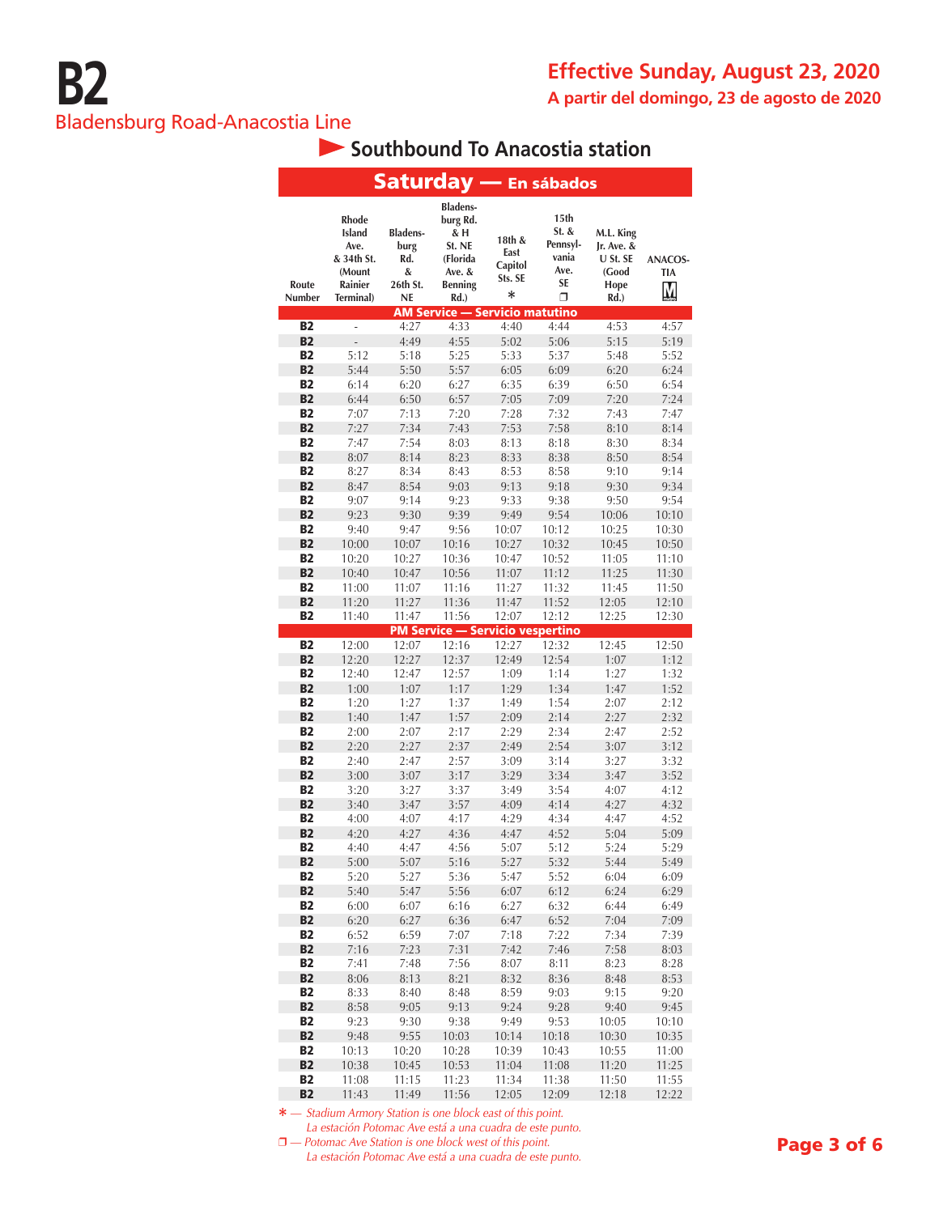# B2

Bladensburg Road-Anacostia Line

**Effective Sunday, August 23, 2020**

**A partir del domingo, 23 de agosto de 2020**

## Southbound To Anacostia station

### Saturday — En sábados

| Route Number | Rhode Island Ave. & 34th St. (Mount Rainier Terminal) | Bladensburg Rd. & 26th St. NE | Bladensburg Rd. & H St. NE (Florida Ave. & Benning Rd.) | 18th & East Capitol Sts. SE * | 15th St. & Pennsylvania Ave. SE ❐ | M.L. King Jr. Ave. & U St. SE (Good Hope Rd.) | ANACOSTIA |
|---|---|---|---|---|---|---|---|
| **AM Service — Servicio matutino** | | | | | | | |
| B2 | - | 4:27 | 4:33 | 4:40 | 4:44 | 4:53 | 4:57 |
| B2 | - | 4:49 | 4:55 | 5:02 | 5:06 | 5:15 | 5:19 |
| B2 | 5:12 | 5:18 | 5:25 | 5:33 | 5:37 | 5:48 | 5:52 |
| B2 | 5:44 | 5:50 | 5:57 | 6:05 | 6:09 | 6:20 | 6:24 |
| B2 | 6:14 | 6:20 | 6:27 | 6:35 | 6:39 | 6:50 | 6:54 |
| B2 | 6:44 | 6:50 | 6:57 | 7:05 | 7:09 | 7:20 | 7:24 |
| B2 | 7:07 | 7:13 | 7:20 | 7:28 | 7:32 | 7:43 | 7:47 |
| B2 | 7:27 | 7:34 | 7:43 | 7:53 | 7:58 | 8:10 | 8:14 |
| B2 | 7:47 | 7:54 | 8:03 | 8:13 | 8:18 | 8:30 | 8:34 |
| B2 | 8:07 | 8:14 | 8:23 | 8:33 | 8:38 | 8:50 | 8:54 |
| B2 | 8:27 | 8:34 | 8:43 | 8:53 | 8:58 | 9:10 | 9:14 |
| B2 | 8:47 | 8:54 | 9:03 | 9:13 | 9:18 | 9:30 | 9:34 |
| B2 | 9:07 | 9:14 | 9:23 | 9:33 | 9:38 | 9:50 | 9:54 |
| B2 | 9:23 | 9:30 | 9:39 | 9:49 | 9:54 | 10:06 | 10:10 |
| B2 | 9:40 | 9:47 | 9:56 | 10:07 | 10:12 | 10:25 | 10:30 |
| B2 | 10:00 | 10:07 | 10:16 | 10:27 | 10:32 | 10:45 | 10:50 |
| B2 | 10:20 | 10:27 | 10:36 | 10:47 | 10:52 | 11:05 | 11:10 |
| B2 | 10:40 | 10:47 | 10:56 | 11:07 | 11:12 | 11:25 | 11:30 |
| B2 | 11:00 | 11:07 | 11:16 | 11:27 | 11:32 | 11:45 | 11:50 |
| B2 | 11:20 | 11:27 | 11:36 | 11:47 | 11:52 | 12:05 | 12:10 |
| B2 | 11:40 | 11:47 | 11:56 | 12:07 | 12:12 | 12:25 | 12:30 |
| **PM Service — Servicio vespertino** | | | | | | | |
| B2 | 12:00 | 12:07 | 12:16 | 12:27 | 12:32 | 12:45 | 12:50 |
| B2 | 12:20 | 12:27 | 12:37 | 12:49 | 12:54 | 1:07 | 1:12 |
| B2 | 12:40 | 12:47 | 12:57 | 1:09 | 1:14 | 1:27 | 1:32 |
| B2 | 1:00 | 1:07 | 1:17 | 1:29 | 1:34 | 1:47 | 1:52 |
| B2 | 1:20 | 1:27 | 1:37 | 1:49 | 1:54 | 2:07 | 2:12 |
| B2 | 1:40 | 1:47 | 1:57 | 2:09 | 2:14 | 2:27 | 2:32 |
| B2 | 2:00 | 2:07 | 2:17 | 2:29 | 2:34 | 2:47 | 2:52 |
| B2 | 2:20 | 2:27 | 2:37 | 2:49 | 2:54 | 3:07 | 3:12 |
| B2 | 2:40 | 2:47 | 2:57 | 3:09 | 3:14 | 3:27 | 3:32 |
| B2 | 3:00 | 3:07 | 3:17 | 3:29 | 3:34 | 3:47 | 3:52 |
| B2 | 3:20 | 3:27 | 3:37 | 3:49 | 3:54 | 4:07 | 4:12 |
| B2 | 3:40 | 3:47 | 3:57 | 4:09 | 4:14 | 4:27 | 4:32 |
| B2 | 4:00 | 4:07 | 4:17 | 4:29 | 4:34 | 4:47 | 4:52 |
| B2 | 4:20 | 4:27 | 4:36 | 4:47 | 4:52 | 5:04 | 5:09 |
| B2 | 4:40 | 4:47 | 4:56 | 5:07 | 5:12 | 5:24 | 5:29 |
| B2 | 5:00 | 5:07 | 5:16 | 5:27 | 5:32 | 5:44 | 5:49 |
| B2 | 5:20 | 5:27 | 5:36 | 5:47 | 5:52 | 6:04 | 6:09 |
| B2 | 5:40 | 5:47 | 5:56 | 6:07 | 6:12 | 6:24 | 6:29 |
| B2 | 6:00 | 6:07 | 6:16 | 6:27 | 6:32 | 6:44 | 6:49 |
| B2 | 6:20 | 6:27 | 6:36 | 6:47 | 6:52 | 7:04 | 7:09 |
| B2 | 6:52 | 6:59 | 7:07 | 7:18 | 7:22 | 7:34 | 7:39 |
| B2 | 7:16 | 7:23 | 7:31 | 7:42 | 7:46 | 7:58 | 8:03 |
| B2 | 7:41 | 7:48 | 7:56 | 8:07 | 8:11 | 8:23 | 8:28 |
| B2 | 8:06 | 8:13 | 8:21 | 8:32 | 8:36 | 8:48 | 8:53 |
| B2 | 8:33 | 8:40 | 8:48 | 8:59 | 9:03 | 9:15 | 9:20 |
| B2 | 8:58 | 9:05 | 9:13 | 9:24 | 9:28 | 9:40 | 9:45 |
| B2 | 9:23 | 9:30 | 9:38 | 9:49 | 9:53 | 10:05 | 10:10 |
| B2 | 9:48 | 9:55 | 10:03 | 10:14 | 10:18 | 10:30 | 10:35 |
| B2 | 10:13 | 10:20 | 10:28 | 10:39 | 10:43 | 10:55 | 11:00 |
| B2 | 10:38 | 10:45 | 10:53 | 11:04 | 11:08 | 11:20 | 11:25 |
| B2 | 11:08 | 11:15 | 11:23 | 11:34 | 11:38 | 11:50 | 11:55 |
| B2 | 11:43 | 11:49 | 11:56 | 12:05 | 12:09 | 12:18 | 12:22 |

* — *Stadium Armory Station is one block east of this point.*
*La estación Potomac Ave está a una cuadra de este punto.*

❐ — *Potomac Ave Station is one block west of this point.*
*La estación Potomac Ave está a una cuadra de este punto.*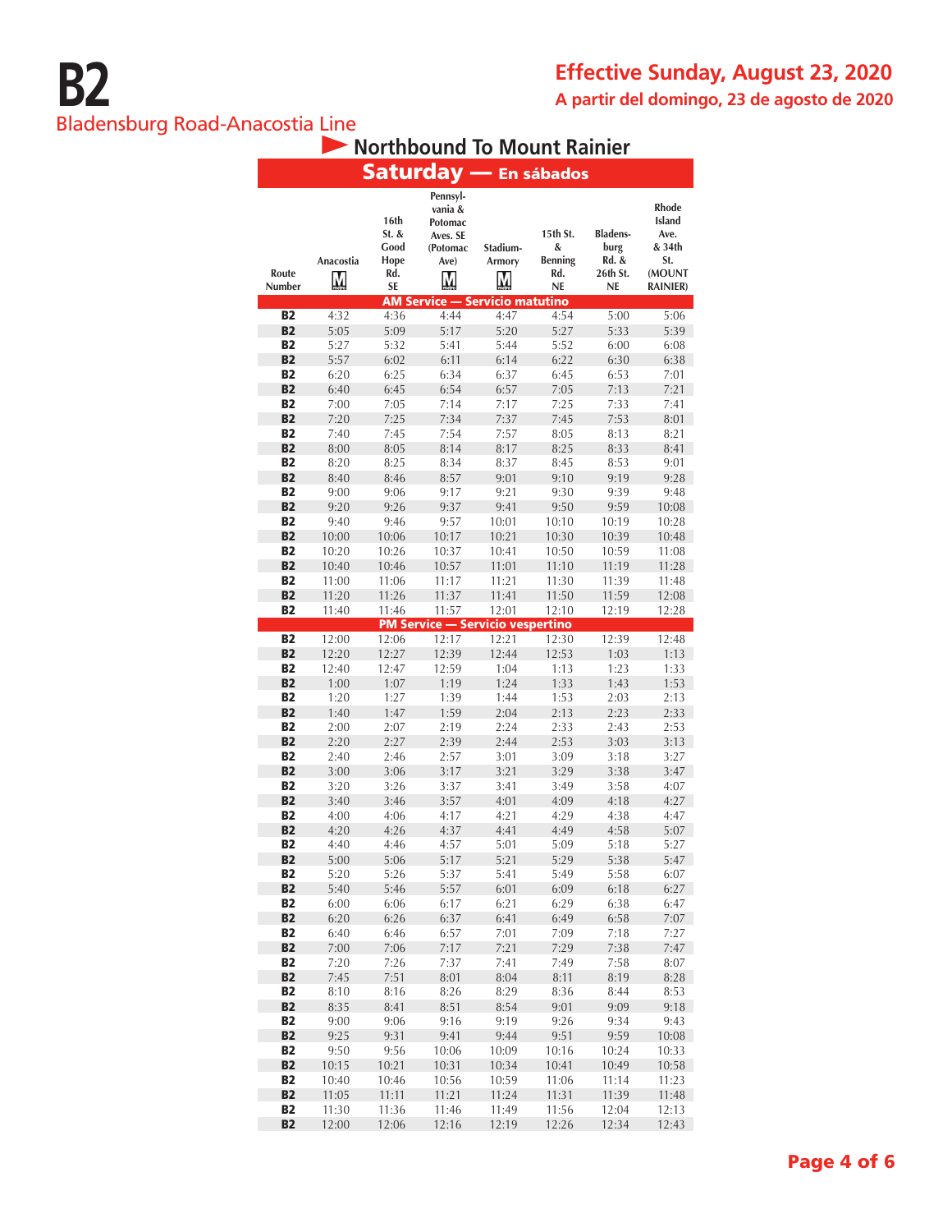# B2

## Bladensburg Road-Anacostia Line

**Effective Sunday, August 23, 2020**

**A partir del domingo, 23 de agosto de 2020**

### Northbound To Mount Rainier

### Saturday — En sábados

| Route Number | Anacostia M | 16th St. & Good Hope Rd. SE | Pennsylvania & Potomac Aves. SE (Potomac Ave) M | Stadium-Armory M | 15th St. & Benning Rd. NE | Bladensburg Rd. & 26th St. NE | Rhode Island Ave. & 34th St. (MOUNT RAINIER) |
|---|---|---|---|---|---|---|---|
| **AM Service — Servicio matutino** | | | | | | | |
| B2 | 4:32 | 4:36 | 4:44 | 4:47 | 4:54 | 5:00 | 5:06 |
| B2 | 5:05 | 5:09 | 5:17 | 5:20 | 5:27 | 5:33 | 5:39 |
| B2 | 5:27 | 5:32 | 5:41 | 5:44 | 5:52 | 6:00 | 6:08 |
| B2 | 5:57 | 6:02 | 6:11 | 6:14 | 6:22 | 6:30 | 6:38 |
| B2 | 6:20 | 6:25 | 6:34 | 6:37 | 6:45 | 6:53 | 7:01 |
| B2 | 6:40 | 6:45 | 6:54 | 6:57 | 7:05 | 7:13 | 7:21 |
| B2 | 7:00 | 7:05 | 7:14 | 7:17 | 7:25 | 7:33 | 7:41 |
| B2 | 7:20 | 7:25 | 7:34 | 7:37 | 7:45 | 7:53 | 8:01 |
| B2 | 7:40 | 7:45 | 7:54 | 7:57 | 8:05 | 8:13 | 8:21 |
| B2 | 8:00 | 8:05 | 8:14 | 8:17 | 8:25 | 8:33 | 8:41 |
| B2 | 8:20 | 8:25 | 8:34 | 8:37 | 8:45 | 8:53 | 9:01 |
| B2 | 8:40 | 8:46 | 8:57 | 9:01 | 9:10 | 9:19 | 9:28 |
| B2 | 9:00 | 9:06 | 9:17 | 9:21 | 9:30 | 9:39 | 9:48 |
| B2 | 9:20 | 9:26 | 9:37 | 9:41 | 9:50 | 9:59 | 10:08 |
| B2 | 9:40 | 9:46 | 9:57 | 10:01 | 10:10 | 10:19 | 10:28 |
| B2 | 10:00 | 10:06 | 10:17 | 10:21 | 10:30 | 10:39 | 10:48 |
| B2 | 10:20 | 10:26 | 10:37 | 10:41 | 10:50 | 10:59 | 11:08 |
| B2 | 10:40 | 10:46 | 10:57 | 11:01 | 11:10 | 11:19 | 11:28 |
| B2 | 11:00 | 11:06 | 11:17 | 11:21 | 11:30 | 11:39 | 11:48 |
| B2 | 11:20 | 11:26 | 11:37 | 11:41 | 11:50 | 11:59 | 12:08 |
| B2 | 11:40 | 11:46 | 11:57 | 12:01 | 12:10 | 12:19 | 12:28 |
| **PM Service — Servicio vespertino** | | | | | | | |
| B2 | 12:00 | 12:06 | 12:17 | 12:21 | 12:30 | 12:39 | 12:48 |
| B2 | 12:20 | 12:27 | 12:39 | 12:44 | 12:53 | 1:03 | 1:13 |
| B2 | 12:40 | 12:47 | 12:59 | 1:04 | 1:13 | 1:23 | 1:33 |
| B2 | 1:00 | 1:07 | 1:19 | 1:24 | 1:33 | 1:43 | 1:53 |
| B2 | 1:20 | 1:27 | 1:39 | 1:44 | 1:53 | 2:03 | 2:13 |
| B2 | 1:40 | 1:47 | 1:59 | 2:04 | 2:13 | 2:23 | 2:33 |
| B2 | 2:00 | 2:07 | 2:19 | 2:24 | 2:33 | 2:43 | 2:53 |
| B2 | 2:20 | 2:27 | 2:39 | 2:44 | 2:53 | 3:03 | 3:13 |
| B2 | 2:40 | 2:46 | 2:57 | 3:01 | 3:09 | 3:18 | 3:27 |
| B2 | 3:00 | 3:06 | 3:17 | 3:21 | 3:29 | 3:38 | 3:47 |
| B2 | 3:20 | 3:26 | 3:37 | 3:41 | 3:49 | 3:58 | 4:07 |
| B2 | 3:40 | 3:46 | 3:57 | 4:01 | 4:09 | 4:18 | 4:27 |
| B2 | 4:00 | 4:06 | 4:17 | 4:21 | 4:29 | 4:38 | 4:47 |
| B2 | 4:20 | 4:26 | 4:37 | 4:41 | 4:49 | 4:58 | 5:07 |
| B2 | 4:40 | 4:46 | 4:57 | 5:01 | 5:09 | 5:18 | 5:27 |
| B2 | 5:00 | 5:06 | 5:17 | 5:21 | 5:29 | 5:38 | 5:47 |
| B2 | 5:20 | 5:26 | 5:37 | 5:41 | 5:49 | 5:58 | 6:07 |
| B2 | 5:40 | 5:46 | 5:57 | 6:01 | 6:09 | 6:18 | 6:27 |
| B2 | 6:00 | 6:06 | 6:17 | 6:21 | 6:29 | 6:38 | 6:47 |
| B2 | 6:20 | 6:26 | 6:37 | 6:41 | 6:49 | 6:58 | 7:07 |
| B2 | 6:40 | 6:46 | 6:57 | 7:01 | 7:09 | 7:18 | 7:27 |
| B2 | 7:00 | 7:06 | 7:17 | 7:21 | 7:29 | 7:38 | 7:47 |
| B2 | 7:20 | 7:26 | 7:37 | 7:41 | 7:49 | 7:58 | 8:07 |
| B2 | 7:45 | 7:51 | 8:01 | 8:04 | 8:11 | 8:19 | 8:28 |
| B2 | 8:10 | 8:16 | 8:26 | 8:29 | 8:36 | 8:44 | 8:53 |
| B2 | 8:35 | 8:41 | 8:51 | 8:54 | 9:01 | 9:09 | 9:18 |
| B2 | 9:00 | 9:06 | 9:16 | 9:19 | 9:26 | 9:34 | 9:43 |
| B2 | 9:25 | 9:31 | 9:41 | 9:44 | 9:51 | 9:59 | 10:08 |
| B2 | 9:50 | 9:56 | 10:06 | 10:09 | 10:16 | 10:24 | 10:33 |
| B2 | 10:15 | 10:21 | 10:31 | 10:34 | 10:41 | 10:49 | 10:58 |
| B2 | 10:40 | 10:46 | 10:56 | 10:59 | 11:06 | 11:14 | 11:23 |
| B2 | 11:05 | 11:11 | 11:21 | 11:24 | 11:31 | 11:39 | 11:48 |
| B2 | 11:30 | 11:36 | 11:46 | 11:49 | 11:56 | 12:04 | 12:13 |
| B2 | 12:00 | 12:06 | 12:16 | 12:19 | 12:26 | 12:34 | 12:43 |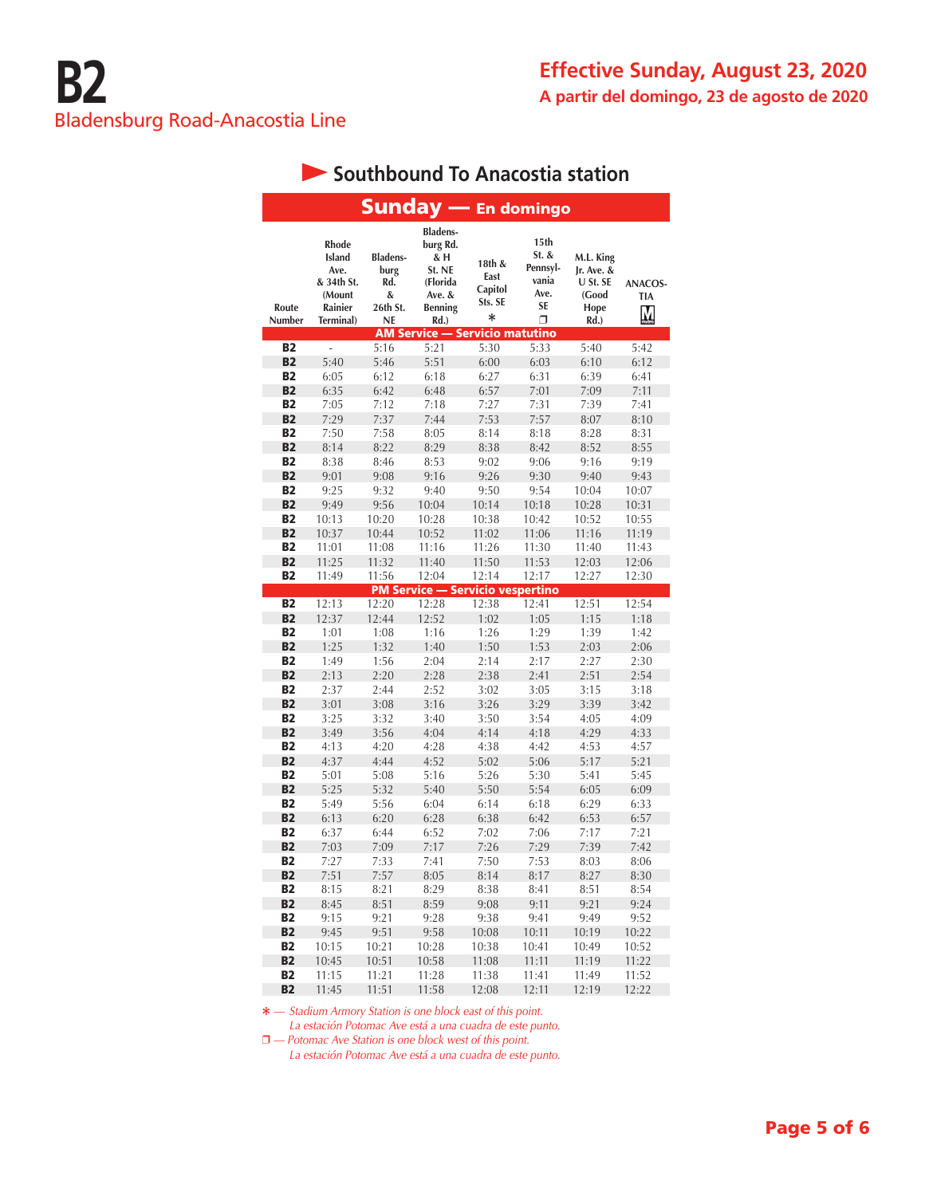# B2

## Bladensburg Road-Anacostia Line

**Effective Sunday, August 23, 2020**

**A partir del domingo, 23 de agosto de 2020**

### Southbound To Anacostia station

**Sunday — En domingo**

| Route Number | Rhode Island Ave. & 34th St. (Mount Rainier Terminal) | Bladensburg Rd. & 26th St. NE | Bladensburg Rd. & H St. NE (Florida Ave. & Benning Rd.) | 18th & East Capitol Sts. SE * | 15th St. & Pennsylvania Ave. SE ❐ | M.L. King Jr. Ave. & U St. SE (Good Hope Rd.) | ANACOSTIA M |
|---|---|---|---|---|---|---|---|
| **AM Service — Servicio matutino** | | | | | | | |
| B2 | - | 5:16 | 5:21 | 5:30 | 5:33 | 5:40 | 5:42 |
| B2 | 5:40 | 5:46 | 5:51 | 6:00 | 6:03 | 6:10 | 6:12 |
| B2 | 6:05 | 6:12 | 6:18 | 6:27 | 6:31 | 6:39 | 6:41 |
| B2 | 6:35 | 6:42 | 6:48 | 6:57 | 7:01 | 7:09 | 7:11 |
| B2 | 7:05 | 7:12 | 7:18 | 7:27 | 7:31 | 7:39 | 7:41 |
| B2 | 7:29 | 7:37 | 7:44 | 7:53 | 7:57 | 8:07 | 8:10 |
| B2 | 7:50 | 7:58 | 8:05 | 8:14 | 8:18 | 8:28 | 8:31 |
| B2 | 8:14 | 8:22 | 8:29 | 8:38 | 8:42 | 8:52 | 8:55 |
| B2 | 8:38 | 8:46 | 8:53 | 9:02 | 9:06 | 9:16 | 9:19 |
| B2 | 9:01 | 9:08 | 9:16 | 9:26 | 9:30 | 9:40 | 9:43 |
| B2 | 9:25 | 9:32 | 9:40 | 9:50 | 9:54 | 10:04 | 10:07 |
| B2 | 9:49 | 9:56 | 10:04 | 10:14 | 10:18 | 10:28 | 10:31 |
| B2 | 10:13 | 10:20 | 10:28 | 10:38 | 10:42 | 10:52 | 10:55 |
| B2 | 10:37 | 10:44 | 10:52 | 11:02 | 11:06 | 11:16 | 11:19 |
| B2 | 11:01 | 11:08 | 11:16 | 11:26 | 11:30 | 11:40 | 11:43 |
| B2 | 11:25 | 11:32 | 11:40 | 11:50 | 11:53 | 12:03 | 12:06 |
| B2 | 11:49 | 11:56 | 12:04 | 12:14 | 12:17 | 12:27 | 12:30 |
| **PM Service — Servicio vespertino** | | | | | | | |
| B2 | 12:13 | 12:20 | 12:28 | 12:38 | 12:41 | 12:51 | 12:54 |
| B2 | 12:37 | 12:44 | 12:52 | 1:02 | 1:05 | 1:15 | 1:18 |
| B2 | 1:01 | 1:08 | 1:16 | 1:26 | 1:29 | 1:39 | 1:42 |
| B2 | 1:25 | 1:32 | 1:40 | 1:50 | 1:53 | 2:03 | 2:06 |
| B2 | 1:49 | 1:56 | 2:04 | 2:14 | 2:17 | 2:27 | 2:30 |
| B2 | 2:13 | 2:20 | 2:28 | 2:38 | 2:41 | 2:51 | 2:54 |
| B2 | 2:37 | 2:44 | 2:52 | 3:02 | 3:05 | 3:15 | 3:18 |
| B2 | 3:01 | 3:08 | 3:16 | 3:26 | 3:29 | 3:39 | 3:42 |
| B2 | 3:25 | 3:32 | 3:40 | 3:50 | 3:54 | 4:05 | 4:09 |
| B2 | 3:49 | 3:56 | 4:04 | 4:14 | 4:18 | 4:29 | 4:33 |
| B2 | 4:13 | 4:20 | 4:28 | 4:38 | 4:42 | 4:53 | 4:57 |
| B2 | 4:37 | 4:44 | 4:52 | 5:02 | 5:06 | 5:17 | 5:21 |
| B2 | 5:01 | 5:08 | 5:16 | 5:26 | 5:30 | 5:41 | 5:45 |
| B2 | 5:25 | 5:32 | 5:40 | 5:50 | 5:54 | 6:05 | 6:09 |
| B2 | 5:49 | 5:56 | 6:04 | 6:14 | 6:18 | 6:29 | 6:33 |
| B2 | 6:13 | 6:20 | 6:28 | 6:38 | 6:42 | 6:53 | 6:57 |
| B2 | 6:37 | 6:44 | 6:52 | 7:02 | 7:06 | 7:17 | 7:21 |
| B2 | 7:03 | 7:09 | 7:17 | 7:26 | 7:29 | 7:39 | 7:42 |
| B2 | 7:27 | 7:33 | 7:41 | 7:50 | 7:53 | 8:03 | 8:06 |
| B2 | 7:51 | 7:57 | 8:05 | 8:14 | 8:17 | 8:27 | 8:30 |
| B2 | 8:15 | 8:21 | 8:29 | 8:38 | 8:41 | 8:51 | 8:54 |
| B2 | 8:45 | 8:51 | 8:59 | 9:08 | 9:11 | 9:21 | 9:24 |
| B2 | 9:15 | 9:21 | 9:28 | 9:38 | 9:41 | 9:49 | 9:52 |
| B2 | 9:45 | 9:51 | 9:58 | 10:08 | 10:11 | 10:19 | 10:22 |
| B2 | 10:15 | 10:21 | 10:28 | 10:38 | 10:41 | 10:49 | 10:52 |
| B2 | 10:45 | 10:51 | 10:58 | 11:08 | 11:11 | 11:19 | 11:22 |
| B2 | 11:15 | 11:21 | 11:28 | 11:38 | 11:41 | 11:49 | 11:52 |
| B2 | 11:45 | 11:51 | 11:58 | 12:08 | 12:11 | 12:19 | 12:22 |

* — *Stadium Armory Station is one block east of this point.*
*La estación Potomac Ave está a una cuadra de este punto.*

❐ — *Potomac Ave Station is one block west of this point.*
*La estación Potomac Ave está a una cuadra de este punto.*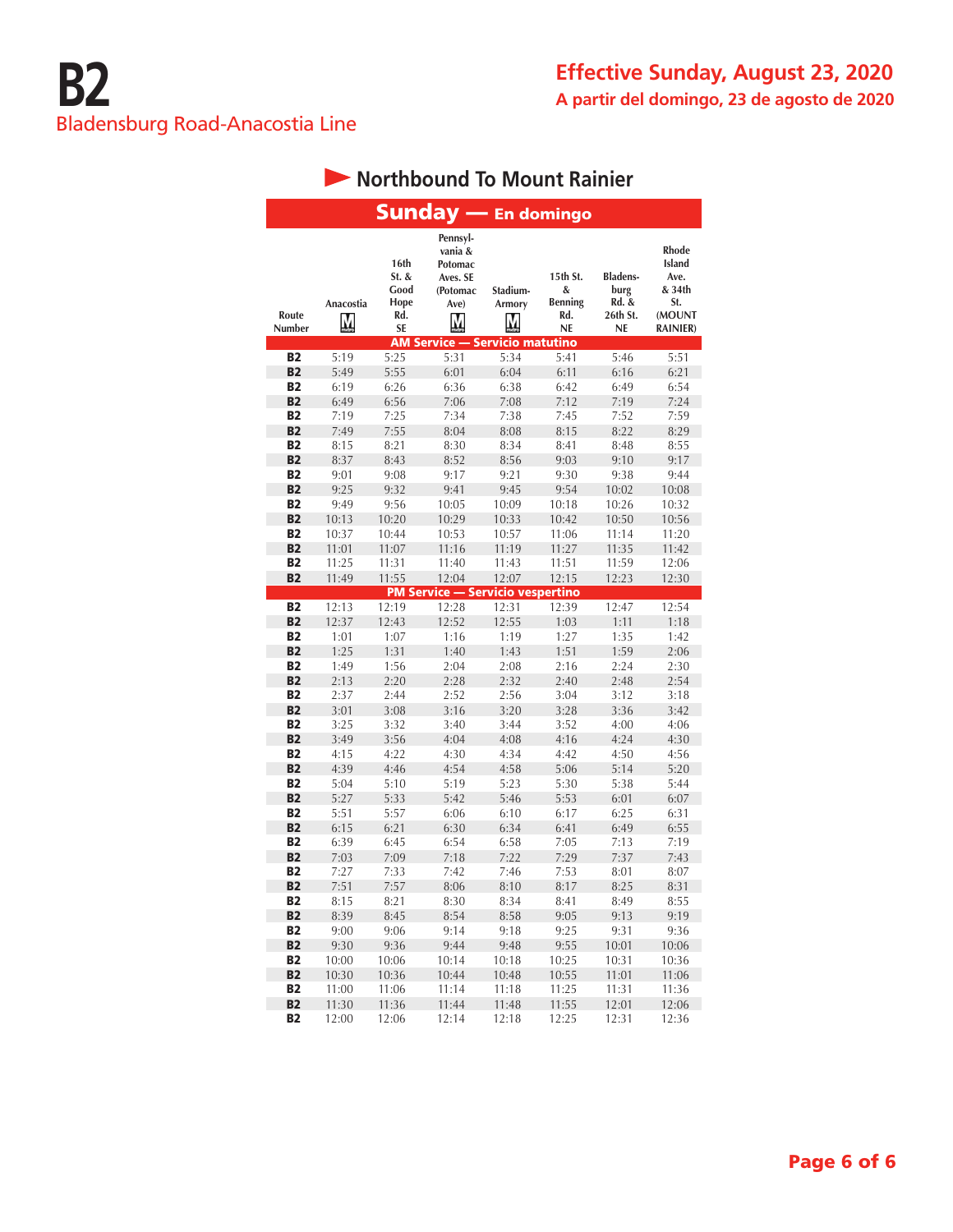# B2

Bladensburg Road-Anacostia Line

**Effective Sunday, August 23, 2020**

**A partir del domingo, 23 de agosto de 2020**

## Northbound To Mount Rainier

### Sunday — En domingo

| Route Number | Anacostia | 16th St. & Good Hope Rd. SE | Pennsylvania & Potomac Aves. SE (Potomac Ave) | Stadium-Armory | 15th St. & Benning Rd. NE | Bladensburg Rd. & 26th St. NE | Rhode Island Ave. & 34th St. (MOUNT RAINIER) |
|---|---|---|---|---|---|---|---|
| **AM Service — Servicio matutino** | | | | | | | |
| B2 | 5:19 | 5:25 | 5:31 | 5:34 | 5:41 | 5:46 | 5:51 |
| B2 | 5:49 | 5:55 | 6:01 | 6:04 | 6:11 | 6:16 | 6:21 |
| B2 | 6:19 | 6:26 | 6:36 | 6:38 | 6:42 | 6:49 | 6:54 |
| B2 | 6:49 | 6:56 | 7:06 | 7:08 | 7:12 | 7:19 | 7:24 |
| B2 | 7:19 | 7:25 | 7:34 | 7:38 | 7:45 | 7:52 | 7:59 |
| B2 | 7:49 | 7:55 | 8:04 | 8:08 | 8:15 | 8:22 | 8:29 |
| B2 | 8:15 | 8:21 | 8:30 | 8:34 | 8:41 | 8:48 | 8:55 |
| B2 | 8:37 | 8:43 | 8:52 | 8:56 | 9:03 | 9:10 | 9:17 |
| B2 | 9:01 | 9:08 | 9:17 | 9:21 | 9:30 | 9:38 | 9:44 |
| B2 | 9:25 | 9:32 | 9:41 | 9:45 | 9:54 | 10:02 | 10:08 |
| B2 | 9:49 | 9:56 | 10:05 | 10:09 | 10:18 | 10:26 | 10:32 |
| B2 | 10:13 | 10:20 | 10:29 | 10:33 | 10:42 | 10:50 | 10:56 |
| B2 | 10:37 | 10:44 | 10:53 | 10:57 | 11:06 | 11:14 | 11:20 |
| B2 | 11:01 | 11:07 | 11:16 | 11:19 | 11:27 | 11:35 | 11:42 |
| B2 | 11:25 | 11:31 | 11:40 | 11:43 | 11:51 | 11:59 | 12:06 |
| B2 | 11:49 | 11:55 | 12:04 | 12:07 | 12:15 | 12:23 | 12:30 |
| **PM Service — Servicio vespertino** | | | | | | | |
| B2 | 12:13 | 12:19 | 12:28 | 12:31 | 12:39 | 12:47 | 12:54 |
| B2 | 12:37 | 12:43 | 12:52 | 12:55 | 1:03 | 1:11 | 1:18 |
| B2 | 1:01 | 1:07 | 1:16 | 1:19 | 1:27 | 1:35 | 1:42 |
| B2 | 1:25 | 1:31 | 1:40 | 1:43 | 1:51 | 1:59 | 2:06 |
| B2 | 1:49 | 1:56 | 2:04 | 2:08 | 2:16 | 2:24 | 2:30 |
| B2 | 2:13 | 2:20 | 2:28 | 2:32 | 2:40 | 2:48 | 2:54 |
| B2 | 2:37 | 2:44 | 2:52 | 2:56 | 3:04 | 3:12 | 3:18 |
| B2 | 3:01 | 3:08 | 3:16 | 3:20 | 3:28 | 3:36 | 3:42 |
| B2 | 3:25 | 3:32 | 3:40 | 3:44 | 3:52 | 4:00 | 4:06 |
| B2 | 3:49 | 3:56 | 4:04 | 4:08 | 4:16 | 4:24 | 4:30 |
| B2 | 4:15 | 4:22 | 4:30 | 4:34 | 4:42 | 4:50 | 4:56 |
| B2 | 4:39 | 4:46 | 4:54 | 4:58 | 5:06 | 5:14 | 5:20 |
| B2 | 5:04 | 5:10 | 5:19 | 5:23 | 5:30 | 5:38 | 5:44 |
| B2 | 5:27 | 5:33 | 5:42 | 5:46 | 5:53 | 6:01 | 6:07 |
| B2 | 5:51 | 5:57 | 6:06 | 6:10 | 6:17 | 6:25 | 6:31 |
| B2 | 6:15 | 6:21 | 6:30 | 6:34 | 6:41 | 6:49 | 6:55 |
| B2 | 6:39 | 6:45 | 6:54 | 6:58 | 7:05 | 7:13 | 7:19 |
| B2 | 7:03 | 7:09 | 7:18 | 7:22 | 7:29 | 7:37 | 7:43 |
| B2 | 7:27 | 7:33 | 7:42 | 7:46 | 7:53 | 8:01 | 8:07 |
| B2 | 7:51 | 7:57 | 8:06 | 8:10 | 8:17 | 8:25 | 8:31 |
| B2 | 8:15 | 8:21 | 8:30 | 8:34 | 8:41 | 8:49 | 8:55 |
| B2 | 8:39 | 8:45 | 8:54 | 8:58 | 9:05 | 9:13 | 9:19 |
| B2 | 9:00 | 9:06 | 9:14 | 9:18 | 9:25 | 9:31 | 9:36 |
| B2 | 9:30 | 9:36 | 9:44 | 9:48 | 9:55 | 10:01 | 10:06 |
| B2 | 10:00 | 10:06 | 10:14 | 10:18 | 10:25 | 10:31 | 10:36 |
| B2 | 10:30 | 10:36 | 10:44 | 10:48 | 10:55 | 11:01 | 11:06 |
| B2 | 11:00 | 11:06 | 11:14 | 11:18 | 11:25 | 11:31 | 11:36 |
| B2 | 11:30 | 11:36 | 11:44 | 11:48 | 11:55 | 12:01 | 12:06 |
| B2 | 12:00 | 12:06 | 12:14 | 12:18 | 12:25 | 12:31 | 12:36 |